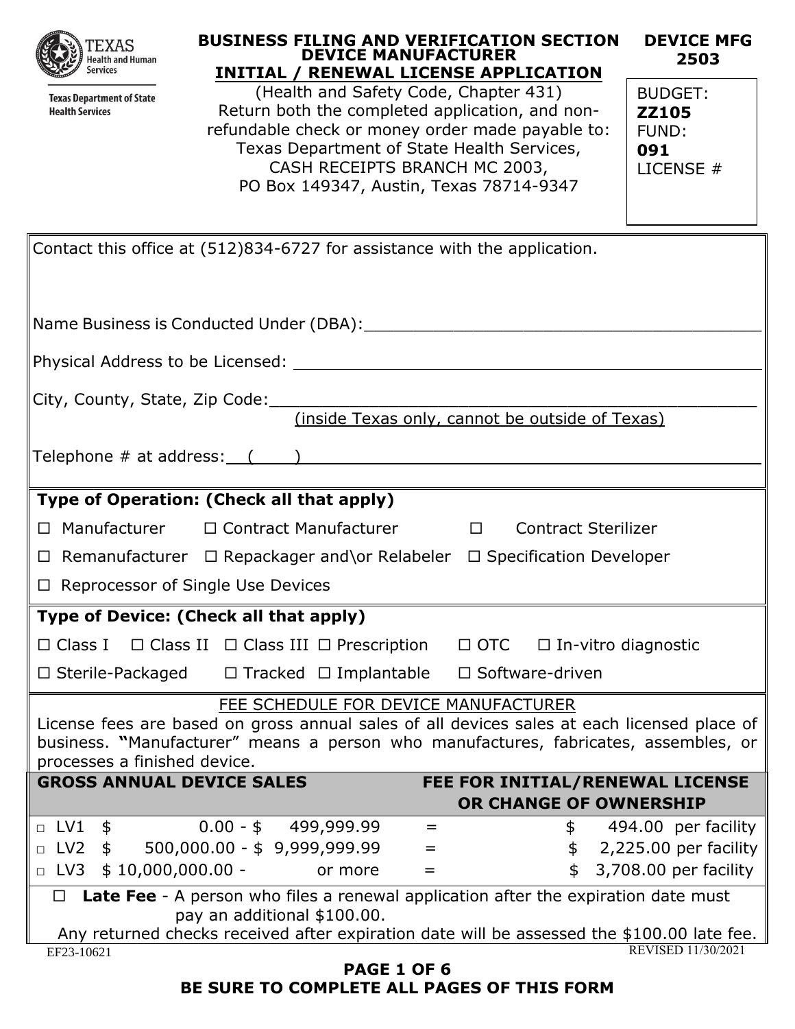Texas Health and Human Services

Texas Department of State Health Services

# BUSINESS FILING AND VERIFICATION SECTION
## DEVICE MANUFACTURER
## INITIAL / RENEWAL LICENSE APPLICATION

**DEVICE MFG 2503**

(Health and Safety Code, Chapter 431)
Return both the completed application, and non-refundable check or money order made payable to:
Texas Department of State Health Services,
CASH RECEIPTS BRANCH MC 2003,
PO Box 149347, Austin, Texas 78714-9347

BUDGET: **ZZ105**
FUND: **091**
LICENSE #

Contact this office at (512)834-6727 for assistance with the application.

Name Business is Conducted Under (DBA):\_\_\_\_\_\_\_\_\_\_\_\_\_\_\_\_\_\_\_\_\_\_\_\_\_\_\_\_\_\_\_\_\_\_\_\_\_\_\_\_

Physical Address to be Licensed: \_\_\_\_\_\_\_\_\_\_\_\_\_\_\_\_\_\_\_\_\_\_\_\_\_\_\_\_\_\_\_\_\_\_\_\_\_\_\_\_\_\_\_\_\_\_

City, County, State, Zip Code:\_\_\_\_\_\_\_\_\_\_\_\_\_\_\_\_\_\_\_\_\_\_\_\_\_\_\_\_\_\_\_\_\_\_\_\_\_\_\_\_\_\_\_\_\_\_\_\_
(inside Texas only, cannot be outside of Texas)

Telephone # at address: ( )\_\_\_\_\_\_\_\_\_\_\_\_\_\_\_\_\_\_\_\_\_\_\_\_\_\_\_\_\_\_\_\_\_\_\_\_\_\_\_\_\_\_\_\_\_\_\_\_

**Type of Operation: (Check all that apply)**

☐ Manufacturer ☐ Contract Manufacturer ☐ Contract Sterilizer

☐ Remanufacturer ☐ Repackager and\or Relabeler ☐ Specification Developer

☐ Reprocessor of Single Use Devices

**Type of Device: (Check all that apply)**

☐ Class I ☐ Class II ☐ Class III ☐ Prescription ☐ OTC ☐ In-vitro diagnostic

☐ Sterile-Packaged ☐ Tracked ☐ Implantable ☐ Software-driven

FEE SCHEDULE FOR DEVICE MANUFACTURER

License fees are based on gross annual sales of all devices sales at each licensed place of business. **"**Manufacturer" means a person who manufactures, fabricates, assembles, or processes a finished device.

| GROSS ANNUAL DEVICE SALES | | FEE FOR INITIAL/RENEWAL LICENSE OR CHANGE OF OWNERSHIP |
|---|---|---|
| ☐ LV1 $ 0.00 - $ 499,999.99 | = | $ 494.00 per facility |
| ☐ LV2 $ 500,000.00 - $ 9,999,999.99 | = | $ 2,225.00 per facility |
| ☐ LV3 $ 10,000,000.00 - or more | = | $ 3,708.00 per facility |

☐ **Late Fee** - A person who files a renewal application after the expiration date must pay an additional $100.00.
Any returned checks received after expiration date will be assessed the $100.00 late fee.

EF23-10621 REVISED 11/30/2021

**BE SURE TO COMPLETE ALL PAGES OF THIS FORM**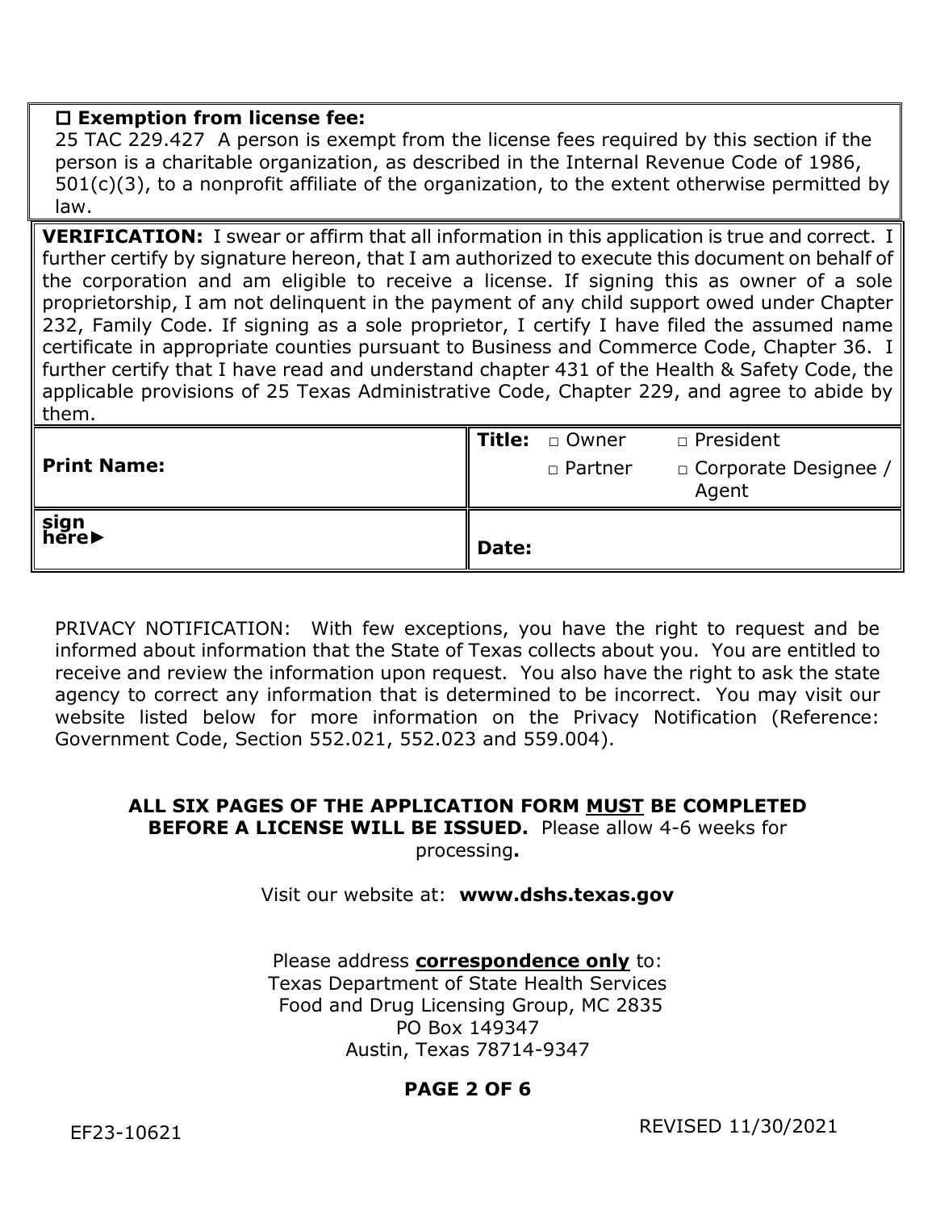☐ **Exemption from license fee:**
25 TAC 229.427 A person is exempt from the license fees required by this section if the person is a charitable organization, as described in the Internal Revenue Code of 1986, 501(c)(3), to a nonprofit affiliate of the organization, to the extent otherwise permitted by law.

**VERIFICATION:** I swear or affirm that all information in this application is true and correct. I further certify by signature hereon, that I am authorized to execute this document on behalf of the corporation and am eligible to receive a license. If signing this as owner of a sole proprietorship, I am not delinquent in the payment of any child support owed under Chapter 232, Family Code. If signing as a sole proprietor, I certify I have filed the assumed name certificate in appropriate counties pursuant to Business and Commerce Code, Chapter 36. I further certify that I have read and understand chapter 431 of the Health & Safety Code, the applicable provisions of 25 Texas Administrative Code, Chapter 229, and agree to abide by them.

| **Print Name:** | **Title:** □ Owner □ President □ Partner □ Corporate Designee / Agent |
| --- | --- |
| **sign here►** | **Date:** |

PRIVACY NOTIFICATION: With few exceptions, you have the right to request and be informed about information that the State of Texas collects about you. You are entitled to receive and review the information upon request. You also have the right to ask the state agency to correct any information that is determined to be incorrect. You may visit our website listed below for more information on the Privacy Notification (Reference: Government Code, Section 552.021, 552.023 and 559.004).

**ALL SIX PAGES OF THE APPLICATION FORM MUST BE COMPLETED BEFORE A LICENSE WILL BE ISSUED.** Please allow 4-6 weeks for processing**.**

Visit our website at: **www.dshs.texas.gov**

Please address **correspondence only** to:
Texas Department of State Health Services
Food and Drug Licensing Group, MC 2835
PO Box 149347
Austin, Texas 78714-9347

EF23-10621

REVISED 11/30/2021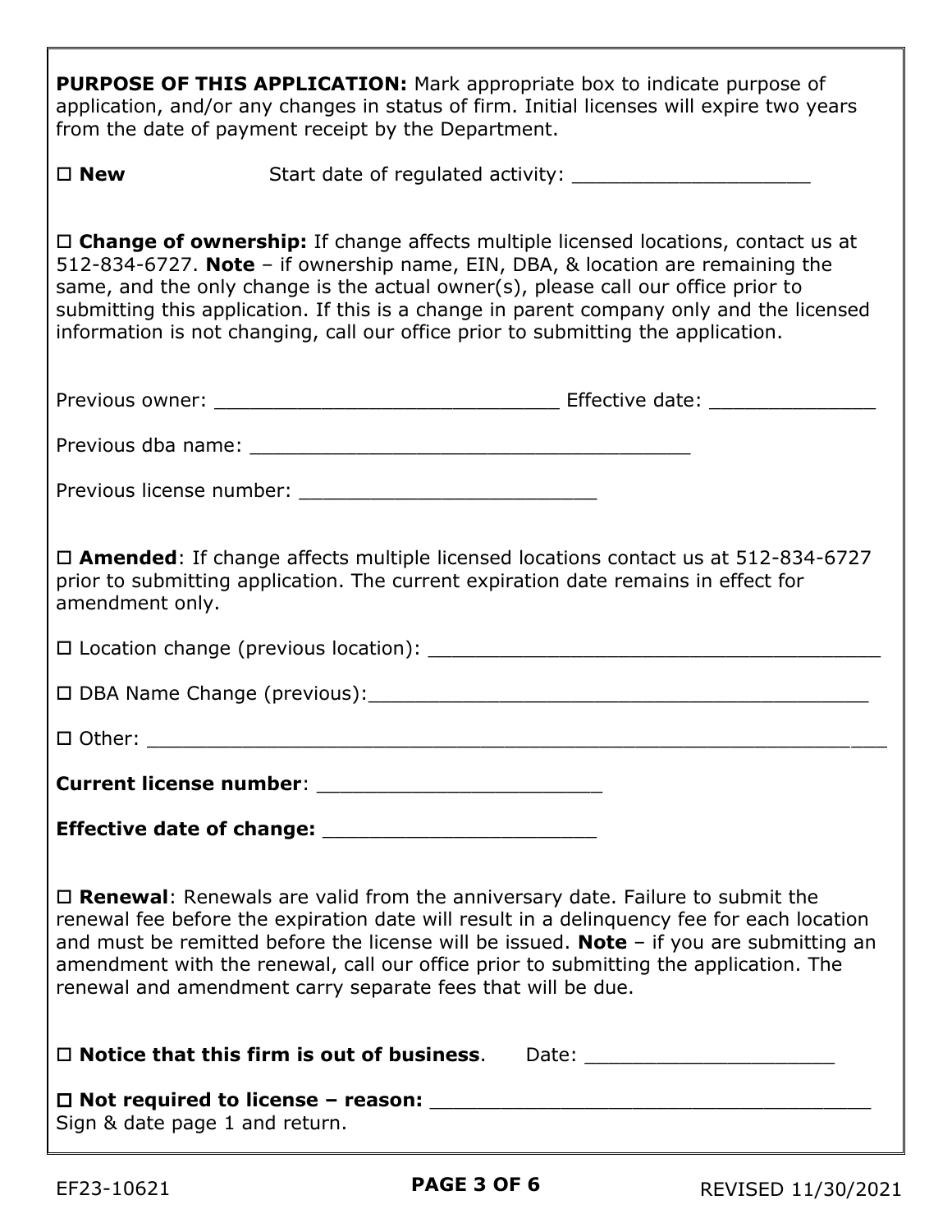**PURPOSE OF THIS APPLICATION:** Mark appropriate box to indicate purpose of application, and/or any changes in status of firm. Initial licenses will expire two years from the date of payment receipt by the Department.

☐ **New** Start date of regulated activity: ____________________

☐ **Change of ownership:** If change affects multiple licensed locations, contact us at 512-834-6727. **Note** – if ownership name, EIN, DBA, & location are remaining the same, and the only change is the actual owner(s), please call our office prior to submitting this application. If this is a change in parent company only and the licensed information is not changing, call our office prior to submitting the application.

Previous owner: _____________________________ Effective date: ______________

Previous dba name: ______________________________________

Previous license number: _________________________

☐ **Amended**: If change affects multiple licensed locations contact us at 512-834-6727 prior to submitting application. The current expiration date remains in effect for amendment only.

☐ Location change (previous location): _______________________________________

☐ DBA Name Change (previous):___________________________________________

☐ Other: ________________________________________________________________

**Current license number**: _______________________

**Effective date of change:** _______________________

☐ **Renewal**: Renewals are valid from the anniversary date. Failure to submit the renewal fee before the expiration date will result in a delinquency fee for each location and must be remitted before the license will be issued. **Note** – if you are submitting an amendment with the renewal, call our office prior to submitting the application. The renewal and amendment carry separate fees that will be due.

☐ **Notice that this firm is out of business**. Date: _____________________

☐ **Not required to license – reason:** _____________________________________
Sign & date page 1 and return.

EF23-10621 REVISED 11/30/2021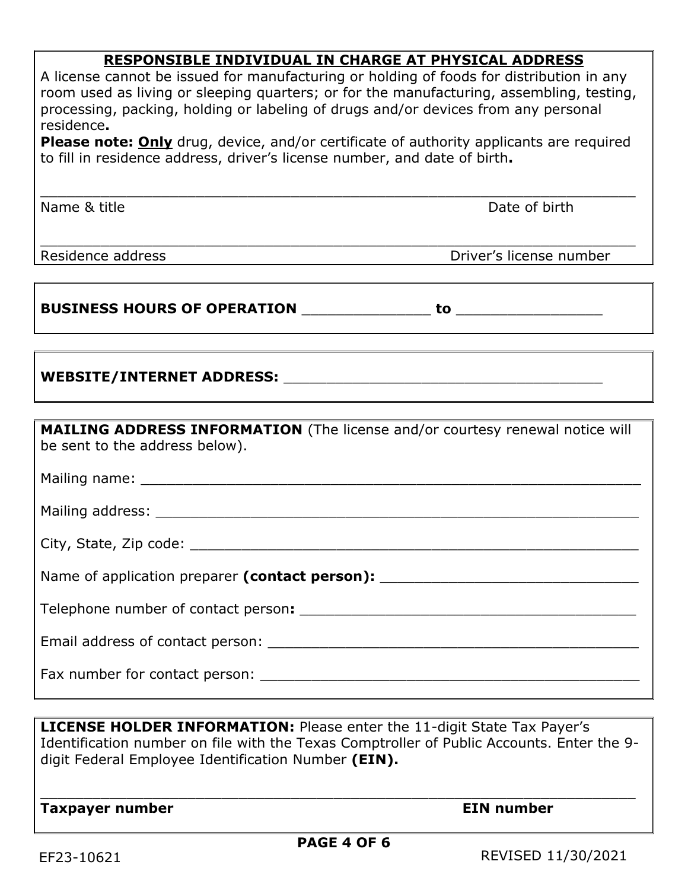## RESPONSIBLE INDIVIDUAL IN CHARGE AT PHYSICAL ADDRESS

A license cannot be issued for manufacturing or holding of foods for distribution in any room used as living or sleeping quarters; or for the manufacturing, assembling, testing, processing, packing, holding or labeling of drugs and/or devices from any personal residence**.**

**Please note: Only** drug, device, and/or certificate of authority applicants are required to fill in residence address, driver's license number, and date of birth**.**

______________________________________________________________________

Name & title                                                                                                    Date of birth

______________________________________________________________________

Residence address                                                                                    Driver's license number

**BUSINESS HOURS OF OPERATION** ______________ **to** ________________

**WEBSITE/INTERNET ADDRESS:** ____________________________________

**MAILING ADDRESS INFORMATION** (The license and/or courtesy renewal notice will be sent to the address below).

Mailing name: ________________________________________________________

Mailing address: ______________________________________________________

City, State, Zip code: __________________________________________________

Name of application preparer **(contact person):** ______________________________

Telephone number of contact person**:** ______________________________________

Email address of contact person: __________________________________________

Fax number for contact person: ___________________________________________

**LICENSE HOLDER INFORMATION:** Please enter the 11-digit State Tax Payer's Identification number on file with the Texas Comptroller of Public Accounts. Enter the 9-digit Federal Employee Identification Number **(EIN).**

______________________________________________________________________

**Taxpayer number**                                                                                    **EIN number**

EF23-10621                                                                                                    REVISED 11/30/2021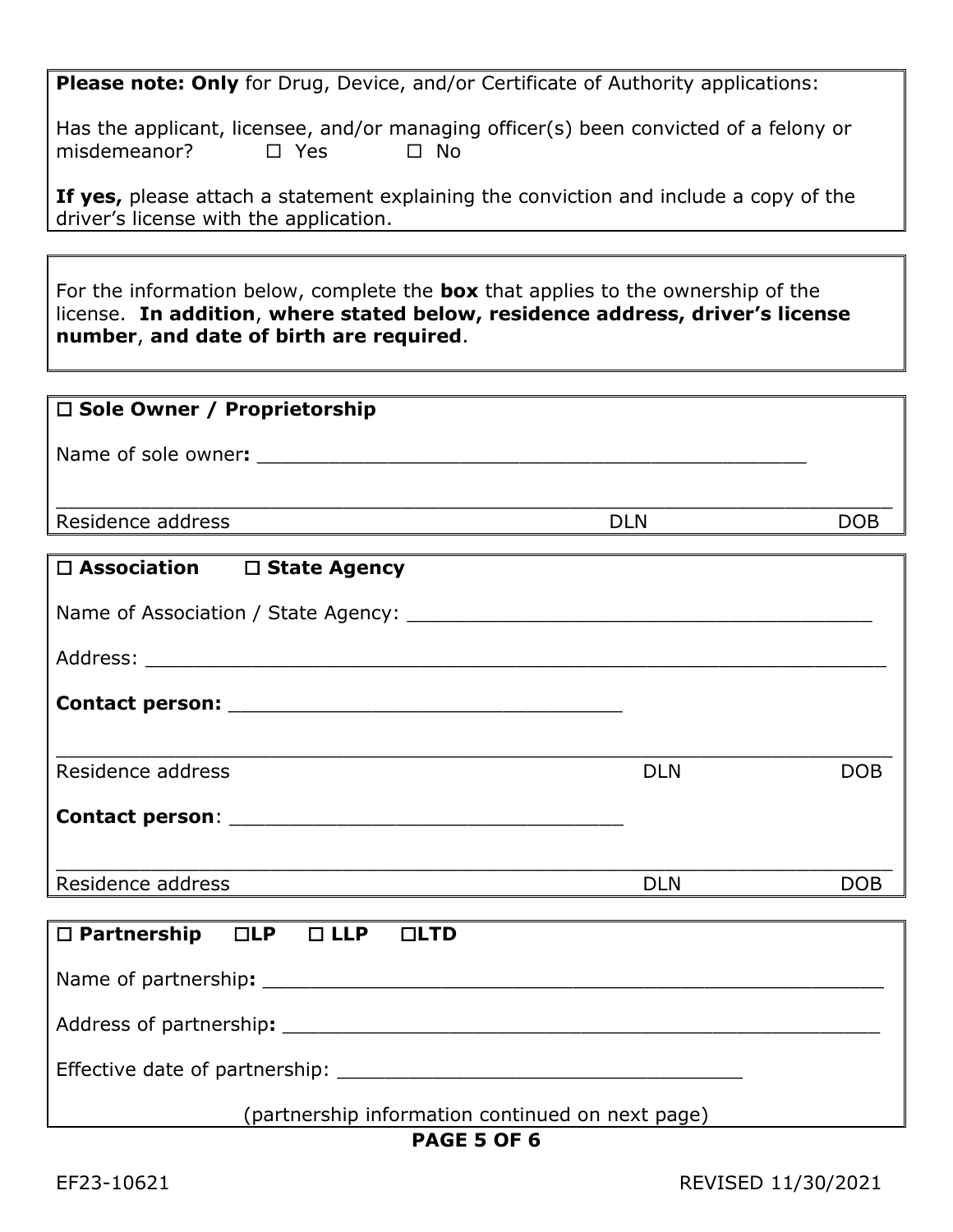**Please note: Only** for Drug, Device, and/or Certificate of Authority applications:

Has the applicant, licensee, and/or managing officer(s) been convicted of a felony or misdemeanor? ☐ Yes ☐ No

**If yes,** please attach a statement explaining the conviction and include a copy of the driver's license with the application.

---

For the information below, complete the **box** that applies to the ownership of the license. **In addition**, **where stated below, residence address, driver's license number**, **and date of birth are required**.

---

☐ **Sole Owner / Proprietorship**

Name of sole owner**:** ________________________________________________

____________________________________________________________________

Residence address DLN DOB

---

☐ **Association** ☐ **State Agency**

Name of Association / State Agency: ________________________________________

Address: ___________________________________________________________

**Contact person:** __________________________________

____________________________________________________________________

Residence address DLN DOB

**Contact person**: __________________________________

____________________________________________________________________

Residence address DLN DOB

---

☐ **Partnership** ☐**LP** ☐ **LLP** ☐**LTD**

Name of partnership**:** ______________________________________________________

Address of partnership**:** ____________________________________________________

Effective date of partnership: ___________________________________

(partnership information continued on next page)

EF23-10621 REVISED 11/30/2021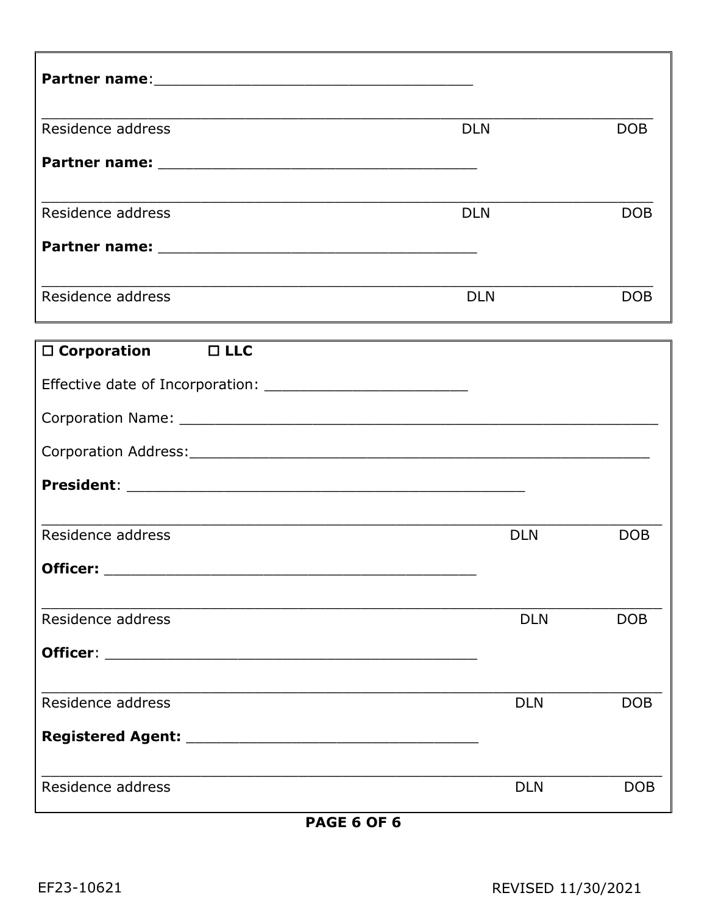**Partner name**:____________________________________

______________________________________________________________________
Residence address DLN DOB

**Partner name:** ____________________________________

______________________________________________________________________
Residence address DLN DOB

**Partner name:** ____________________________________

______________________________________________________________________
Residence address DLN DOB

---

☐ **Corporation** ☐ **LLC**

Effective date of Incorporation: ________________________

Corporation Name: __________________________________________________________

Corporation Address:_________________________________________________________

**President**: ______________________________________________

______________________________________________________________________
Residence address DLN DOB

**Officer:** ____________________________________________

______________________________________________________________________
Residence address DLN DOB

**Officer**: ____________________________________________

______________________________________________________________________
Residence address DLN DOB

**Registered Agent:** __________________________________

______________________________________________________________________
Residence address DLN DOB

EF23-10621 REVISED 11/30/2021